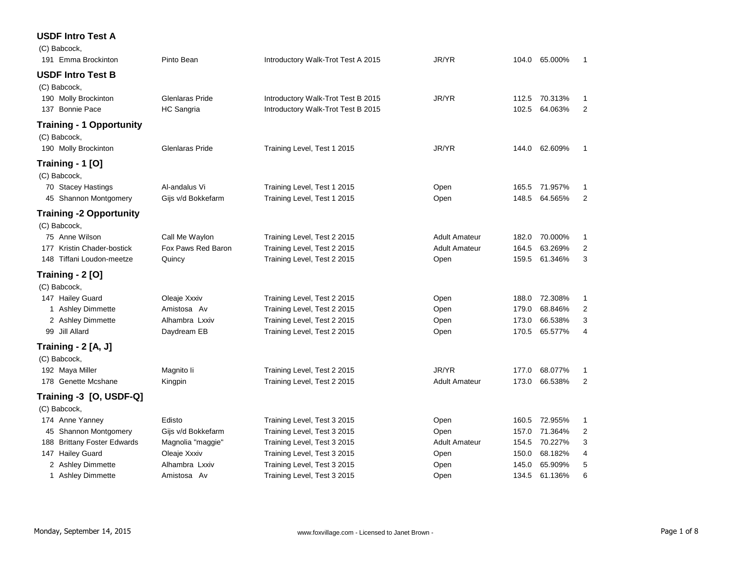## USDF Intro Test A

(C) Babcock,

| # | Rider | Horse | Test | Division | Score | % | Place |
|---|---|---|---|---|---|---|---|
| 191 | Emma Brockinton | Pinto Bean | Introductory Walk-Trot Test A 2015 | JR/YR | 104.0 | 65.000% | 1 |

## USDF Intro Test B

(C) Babcock,

| # | Rider | Horse | Test | Division | Score | % | Place |
|---|---|---|---|---|---|---|---|
| 190 | Molly Brockinton | Glenlaras Pride | Introductory Walk-Trot Test B 2015 | JR/YR | 112.5 | 70.313% | 1 |
| 137 | Bonnie Pace | HC Sangria | Introductory Walk-Trot Test B 2015 | | 102.5 | 64.063% | 2 |

## Training - 1 Opportunity

(C) Babcock,

| # | Rider | Horse | Test | Division | Score | % | Place |
|---|---|---|---|---|---|---|---|
| 190 | Molly Brockinton | Glenlaras Pride | Training Level, Test 1 2015 | JR/YR | 144.0 | 62.609% | 1 |

## Training - 1 [O]

(C) Babcock,

| # | Rider | Horse | Test | Division | Score | % | Place |
|---|---|---|---|---|---|---|---|
| 70 | Stacey Hastings | Al-andalus Vi | Training Level, Test 1 2015 | Open | 165.5 | 71.957% | 1 |
| 45 | Shannon Montgomery | Gijs v/d Bokkefarm | Training Level, Test 1 2015 | Open | 148.5 | 64.565% | 2 |

## Training -2 Opportunity

(C) Babcock,

| # | Rider | Horse | Test | Division | Score | % | Place |
|---|---|---|---|---|---|---|---|
| 75 | Anne Wilson | Call Me Waylon | Training Level, Test 2 2015 | Adult Amateur | 182.0 | 70.000% | 1 |
| 177 | Kristin Chader-bostick | Fox Paws Red Baron | Training Level, Test 2 2015 | Adult Amateur | 164.5 | 63.269% | 2 |
| 148 | Tiffani Loudon-meetze | Quincy | Training Level, Test 2 2015 | Open | 159.5 | 61.346% | 3 |

## Training - 2 [O]

(C) Babcock,

| # | Rider | Horse | Test | Division | Score | % | Place |
|---|---|---|---|---|---|---|---|
| 147 | Hailey Guard | Oleaje Xxxiv | Training Level, Test 2 2015 | Open | 188.0 | 72.308% | 1 |
| 1 | Ashley Dimmette | Amistosa Av | Training Level, Test 2 2015 | Open | 179.0 | 68.846% | 2 |
| 2 | Ashley Dimmette | Alhambra Lxxiv | Training Level, Test 2 2015 | Open | 173.0 | 66.538% | 3 |
| 99 | Jill Allard | Daydream EB | Training Level, Test 2 2015 | Open | 170.5 | 65.577% | 4 |

## Training - 2 [A, J]

(C) Babcock,

| # | Rider | Horse | Test | Division | Score | % | Place |
|---|---|---|---|---|---|---|---|
| 192 | Maya Miller | Magnito Ii | Training Level, Test 2 2015 | JR/YR | 177.0 | 68.077% | 1 |
| 178 | Genette Mcshane | Kingpin | Training Level, Test 2 2015 | Adult Amateur | 173.0 | 66.538% | 2 |

## Training -3 [O, USDF-Q]

(C) Babcock,

| # | Rider | Horse | Test | Division | Score | % | Place |
|---|---|---|---|---|---|---|---|
| 174 | Anne Yanney | Edisto | Training Level, Test 3 2015 | Open | 160.5 | 72.955% | 1 |
| 45 | Shannon Montgomery | Gijs v/d Bokkefarm | Training Level, Test 3 2015 | Open | 157.0 | 71.364% | 2 |
| 188 | Brittany Foster Edwards | Magnolia "maggie" | Training Level, Test 3 2015 | Adult Amateur | 154.5 | 70.227% | 3 |
| 147 | Hailey Guard | Oleaje Xxxiv | Training Level, Test 3 2015 | Open | 150.0 | 68.182% | 4 |
| 2 | Ashley Dimmette | Alhambra Lxxiv | Training Level, Test 3 2015 | Open | 145.0 | 65.909% | 5 |
| 1 | Ashley Dimmette | Amistosa Av | Training Level, Test 3 2015 | Open | 134.5 | 61.136% | 6 |

Monday, September 14, 2015 — www.foxvillage.com - Licensed to Janet Brown -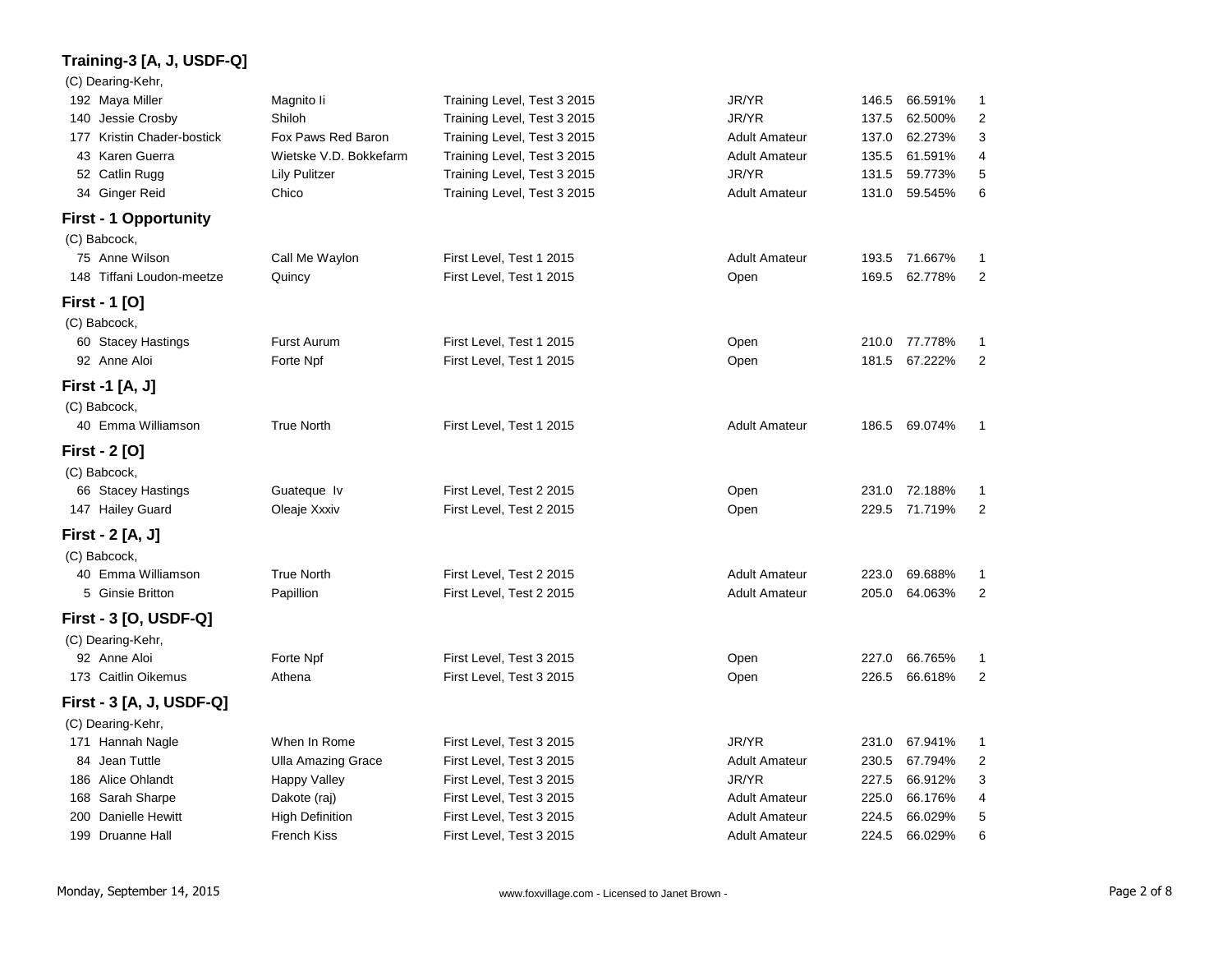### Training-3 [A, J, USDF-Q]

(C) Dearing-Kehr,

| No. | Rider | Horse | Test | Division | Score | % | Place |
|---|---|---|---|---|---|---|---|
| 192 | Maya Miller | Magnito Ii | Training Level, Test 3 2015 | JR/YR | 146.5 | 66.591% | 1 |
| 140 | Jessie Crosby | Shiloh | Training Level, Test 3 2015 | JR/YR | 137.5 | 62.500% | 2 |
| 177 | Kristin Chader-bostick | Fox Paws Red Baron | Training Level, Test 3 2015 | Adult Amateur | 137.0 | 62.273% | 3 |
| 43 | Karen Guerra | Wietske V.D. Bokkefarm | Training Level, Test 3 2015 | Adult Amateur | 135.5 | 61.591% | 4 |
| 52 | Catlin Rugg | Lily Pulitzer | Training Level, Test 3 2015 | JR/YR | 131.5 | 59.773% | 5 |
| 34 | Ginger Reid | Chico | Training Level, Test 3 2015 | Adult Amateur | 131.0 | 59.545% | 6 |

### First - 1 Opportunity

(C) Babcock,

| No. | Rider | Horse | Test | Division | Score | % | Place |
|---|---|---|---|---|---|---|---|
| 75 | Anne Wilson | Call Me Waylon | First Level, Test 1 2015 | Adult Amateur | 193.5 | 71.667% | 1 |
| 148 | Tiffani Loudon-meetze | Quincy | First Level, Test 1 2015 | Open | 169.5 | 62.778% | 2 |

### First - 1 [O]

(C) Babcock,

| No. | Rider | Horse | Test | Division | Score | % | Place |
|---|---|---|---|---|---|---|---|
| 60 | Stacey Hastings | Furst Aurum | First Level, Test 1 2015 | Open | 210.0 | 77.778% | 1 |
| 92 | Anne Aloi | Forte Npf | First Level, Test 1 2015 | Open | 181.5 | 67.222% | 2 |

### First -1 [A, J]

(C) Babcock,

| No. | Rider | Horse | Test | Division | Score | % | Place |
|---|---|---|---|---|---|---|---|
| 40 | Emma Williamson | True North | First Level, Test 1 2015 | Adult Amateur | 186.5 | 69.074% | 1 |

### First - 2 [O]

(C) Babcock,

| No. | Rider | Horse | Test | Division | Score | % | Place |
|---|---|---|---|---|---|---|---|
| 66 | Stacey Hastings | Guateque Iv | First Level, Test 2 2015 | Open | 231.0 | 72.188% | 1 |
| 147 | Hailey Guard | Oleaje Xxxiv | First Level, Test 2 2015 | Open | 229.5 | 71.719% | 2 |

### First - 2 [A, J]

(C) Babcock,

| No. | Rider | Horse | Test | Division | Score | % | Place |
|---|---|---|---|---|---|---|---|
| 40 | Emma Williamson | True North | First Level, Test 2 2015 | Adult Amateur | 223.0 | 69.688% | 1 |
| 5 | Ginsie Britton | Papillion | First Level, Test 2 2015 | Adult Amateur | 205.0 | 64.063% | 2 |

### First - 3 [O, USDF-Q]

(C) Dearing-Kehr,

| No. | Rider | Horse | Test | Division | Score | % | Place |
|---|---|---|---|---|---|---|---|
| 92 | Anne Aloi | Forte Npf | First Level, Test 3 2015 | Open | 227.0 | 66.765% | 1 |
| 173 | Caitlin Oikemus | Athena | First Level, Test 3 2015 | Open | 226.5 | 66.618% | 2 |

### First - 3 [A, J, USDF-Q]

(C) Dearing-Kehr,

| No. | Rider | Horse | Test | Division | Score | % | Place |
|---|---|---|---|---|---|---|---|
| 171 | Hannah Nagle | When In Rome | First Level, Test 3 2015 | JR/YR | 231.0 | 67.941% | 1 |
| 84 | Jean Tuttle | Ulla Amazing Grace | First Level, Test 3 2015 | Adult Amateur | 230.5 | 67.794% | 2 |
| 186 | Alice Ohlandt | Happy Valley | First Level, Test 3 2015 | JR/YR | 227.5 | 66.912% | 3 |
| 168 | Sarah Sharpe | Dakote (raj) | First Level, Test 3 2015 | Adult Amateur | 225.0 | 66.176% | 4 |
| 200 | Danielle Hewitt | High Definition | First Level, Test 3 2015 | Adult Amateur | 224.5 | 66.029% | 5 |
| 199 | Druanne Hall | French Kiss | First Level, Test 3 2015 | Adult Amateur | 224.5 | 66.029% | 6 |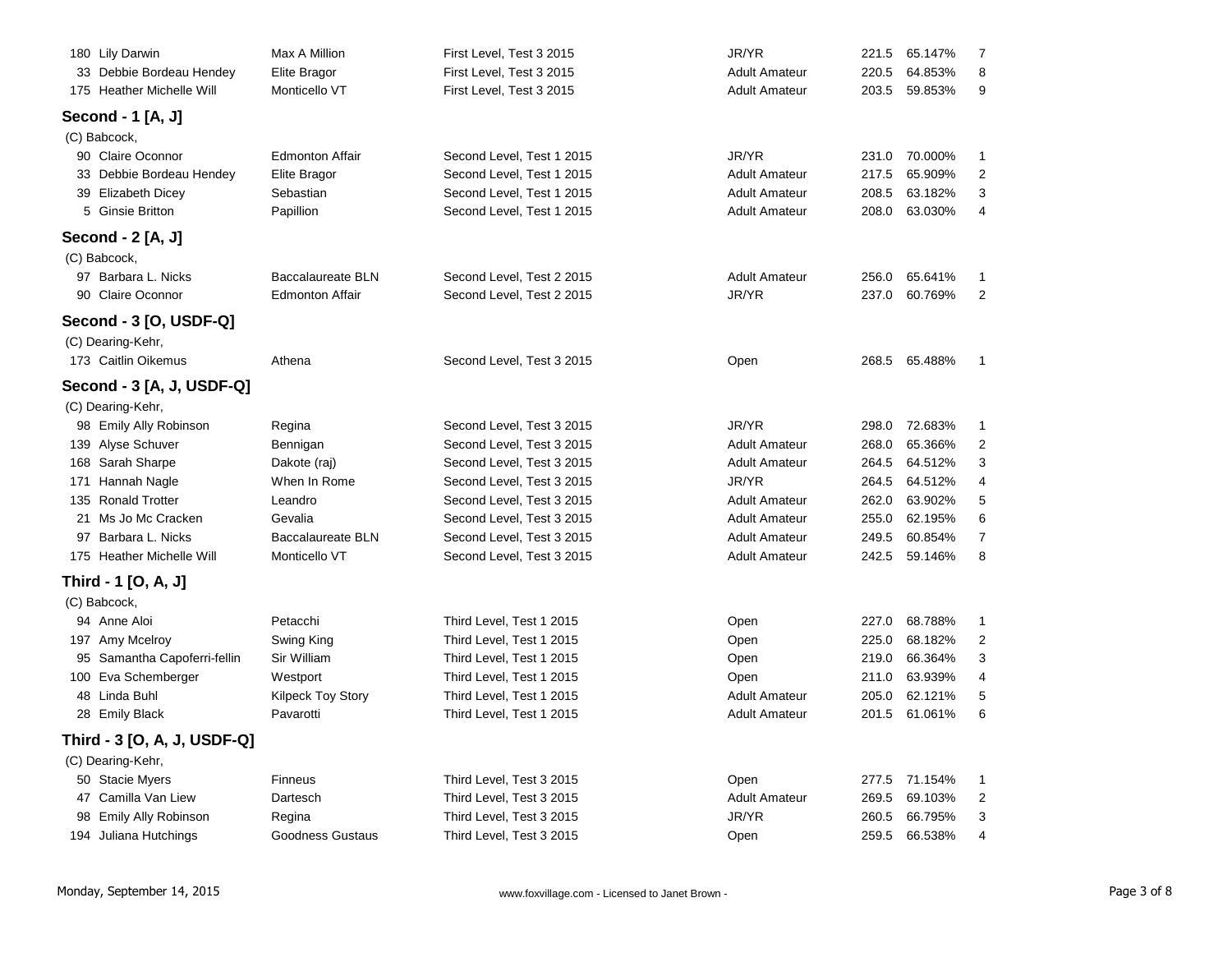| | | | | | | |
|---|---|---|---|---|---|---|
| 180 | Lily Darwin | Max A Million | First Level, Test 3 2015 | JR/YR | 221.5 | 65.147% | 7 |
| 33 | Debbie Bordeau Hendey | Elite Bragor | First Level, Test 3 2015 | Adult Amateur | 220.5 | 64.853% | 8 |
| 175 | Heather Michelle Will | Monticello VT | First Level, Test 3 2015 | Adult Amateur | 203.5 | 59.853% | 9 |

### Second - 1 [A, J]

(C) Babcock,

| | | | | | | | |
|---|---|---|---|---|---|---|---|
| 90 | Claire Oconnor | Edmonton Affair | Second Level, Test 1 2015 | JR/YR | 231.0 | 70.000% | 1 |
| 33 | Debbie Bordeau Hendey | Elite Bragor | Second Level, Test 1 2015 | Adult Amateur | 217.5 | 65.909% | 2 |
| 39 | Elizabeth Dicey | Sebastian | Second Level, Test 1 2015 | Adult Amateur | 208.5 | 63.182% | 3 |
| 5 | Ginsie Britton | Papillion | Second Level, Test 1 2015 | Adult Amateur | 208.0 | 63.030% | 4 |

### Second - 2 [A, J]

(C) Babcock,

| | | | | | | | |
|---|---|---|---|---|---|---|---|
| 97 | Barbara L. Nicks | Baccalaureate BLN | Second Level, Test 2 2015 | Adult Amateur | 256.0 | 65.641% | 1 |
| 90 | Claire Oconnor | Edmonton Affair | Second Level, Test 2 2015 | JR/YR | 237.0 | 60.769% | 2 |

### Second - 3 [O, USDF-Q]

(C) Dearing-Kehr,

| | | | | | | | |
|---|---|---|---|---|---|---|---|
| 173 | Caitlin Oikemus | Athena | Second Level, Test 3 2015 | Open | 268.5 | 65.488% | 1 |

### Second - 3 [A, J, USDF-Q]

(C) Dearing-Kehr,

| | | | | | | | |
|---|---|---|---|---|---|---|---|
| 98 | Emily Ally Robinson | Regina | Second Level, Test 3 2015 | JR/YR | 298.0 | 72.683% | 1 |
| 139 | Alyse Schuver | Bennigan | Second Level, Test 3 2015 | Adult Amateur | 268.0 | 65.366% | 2 |
| 168 | Sarah Sharpe | Dakote (raj) | Second Level, Test 3 2015 | Adult Amateur | 264.5 | 64.512% | 3 |
| 171 | Hannah Nagle | When In Rome | Second Level, Test 3 2015 | JR/YR | 264.5 | 64.512% | 4 |
| 135 | Ronald Trotter | Leandro | Second Level, Test 3 2015 | Adult Amateur | 262.0 | 63.902% | 5 |
| 21 | Ms Jo Mc Cracken | Gevalia | Second Level, Test 3 2015 | Adult Amateur | 255.0 | 62.195% | 6 |
| 97 | Barbara L. Nicks | Baccalaureate BLN | Second Level, Test 3 2015 | Adult Amateur | 249.5 | 60.854% | 7 |
| 175 | Heather Michelle Will | Monticello VT | Second Level, Test 3 2015 | Adult Amateur | 242.5 | 59.146% | 8 |

### Third - 1 [O, A, J]

(C) Babcock,

| | | | | | | | |
|---|---|---|---|---|---|---|---|
| 94 | Anne Aloi | Petacchi | Third Level, Test 1 2015 | Open | 227.0 | 68.788% | 1 |
| 197 | Amy Mcelroy | Swing King | Third Level, Test 1 2015 | Open | 225.0 | 68.182% | 2 |
| 95 | Samantha Capoferri-fellin | Sir William | Third Level, Test 1 2015 | Open | 219.0 | 66.364% | 3 |
| 100 | Eva Schemberger | Westport | Third Level, Test 1 2015 | Open | 211.0 | 63.939% | 4 |
| 48 | Linda Buhl | Kilpeck Toy Story | Third Level, Test 1 2015 | Adult Amateur | 205.0 | 62.121% | 5 |
| 28 | Emily Black | Pavarotti | Third Level, Test 1 2015 | Adult Amateur | 201.5 | 61.061% | 6 |

### Third - 3 [O, A, J, USDF-Q]

(C) Dearing-Kehr,

| | | | | | | | |
|---|---|---|---|---|---|---|---|
| 50 | Stacie Myers | Finneus | Third Level, Test 3 2015 | Open | 277.5 | 71.154% | 1 |
| 47 | Camilla Van Liew | Dartesch | Third Level, Test 3 2015 | Adult Amateur | 269.5 | 69.103% | 2 |
| 98 | Emily Ally Robinson | Regina | Third Level, Test 3 2015 | JR/YR | 260.5 | 66.795% | 3 |
| 194 | Juliana Hutchings | Goodness Gustaus | Third Level, Test 3 2015 | Open | 259.5 | 66.538% | 4 |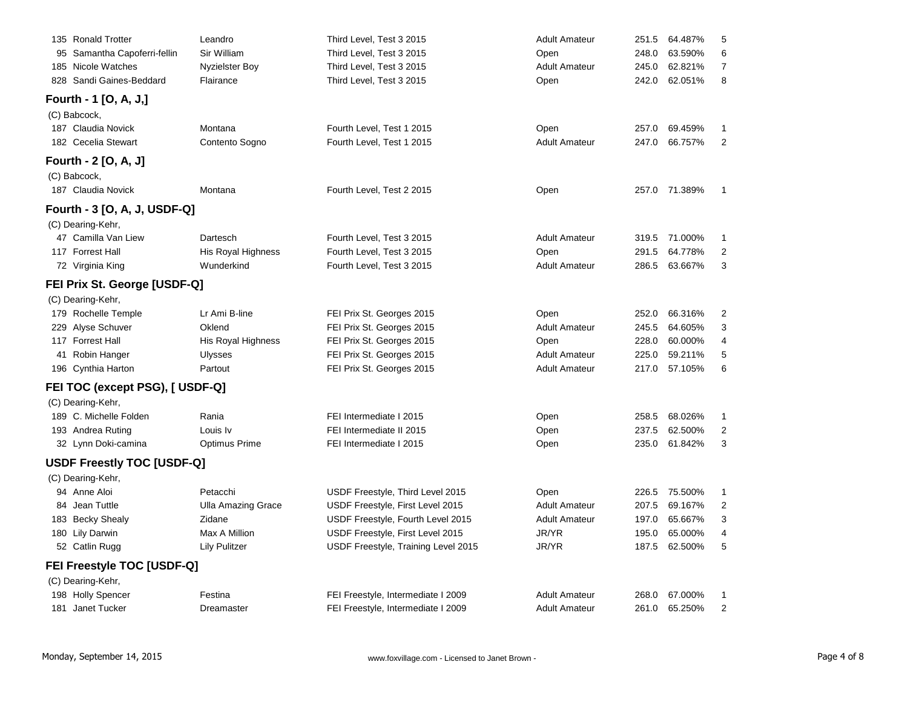| # | Rider | Horse | Test | Division | Score | Percent | Place |
|---|---|---|---|---|---|---|---|
| 135 | Ronald Trotter | Leandro | Third Level, Test 3 2015 | Adult Amateur | 251.5 | 64.487% | 5 |
| 95 | Samantha Capoferri-fellin | Sir William | Third Level, Test 3 2015 | Open | 248.0 | 63.590% | 6 |
| 185 | Nicole Watches | Nyzielster Boy | Third Level, Test 3 2015 | Adult Amateur | 245.0 | 62.821% | 7 |
| 828 | Sandi Gaines-Beddard | Flairance | Third Level, Test 3 2015 | Open | 242.0 | 62.051% | 8 |

### Fourth - 1 [O, A, J,]

(C) Babcock,

| # | Rider | Horse | Test | Division | Score | Percent | Place |
|---|---|---|---|---|---|---|---|
| 187 | Claudia Novick | Montana | Fourth Level, Test 1 2015 | Open | 257.0 | 69.459% | 1 |
| 182 | Cecelia Stewart | Contento Sogno | Fourth Level, Test 1 2015 | Adult Amateur | 247.0 | 66.757% | 2 |

### Fourth - 2 [O, A, J]

(C) Babcock,

| # | Rider | Horse | Test | Division | Score | Percent | Place |
|---|---|---|---|---|---|---|---|
| 187 | Claudia Novick | Montana | Fourth Level, Test 2 2015 | Open | 257.0 | 71.389% | 1 |

### Fourth - 3 [O, A, J, USDF-Q]

(C) Dearing-Kehr,

| # | Rider | Horse | Test | Division | Score | Percent | Place |
|---|---|---|---|---|---|---|---|
| 47 | Camilla Van Liew | Dartesch | Fourth Level, Test 3 2015 | Adult Amateur | 319.5 | 71.000% | 1 |
| 117 | Forrest Hall | His Royal Highness | Fourth Level, Test 3 2015 | Open | 291.5 | 64.778% | 2 |
| 72 | Virginia King | Wunderkind | Fourth Level, Test 3 2015 | Adult Amateur | 286.5 | 63.667% | 3 |

### FEI Prix St. George [USDF-Q]

(C) Dearing-Kehr,

| # | Rider | Horse | Test | Division | Score | Percent | Place |
|---|---|---|---|---|---|---|---|
| 179 | Rochelle Temple | Lr Ami B-line | FEI Prix St. Georges 2015 | Open | 252.0 | 66.316% | 2 |
| 229 | Alyse Schuver | Oklend | FEI Prix St. Georges 2015 | Adult Amateur | 245.5 | 64.605% | 3 |
| 117 | Forrest Hall | His Royal Highness | FEI Prix St. Georges 2015 | Open | 228.0 | 60.000% | 4 |
| 41 | Robin Hanger | Ulysses | FEI Prix St. Georges 2015 | Adult Amateur | 225.0 | 59.211% | 5 |
| 196 | Cynthia Harton | Partout | FEI Prix St. Georges 2015 | Adult Amateur | 217.0 | 57.105% | 6 |

### FEI TOC (except PSG), [ USDF-Q]

(C) Dearing-Kehr,

| # | Rider | Horse | Test | Division | Score | Percent | Place |
|---|---|---|---|---|---|---|---|
| 189 | C. Michelle Folden | Rania | FEI Intermediate I 2015 | Open | 258.5 | 68.026% | 1 |
| 193 | Andrea Ruting | Louis Iv | FEI Intermediate II 2015 | Open | 237.5 | 62.500% | 2 |
| 32 | Lynn Doki-camina | Optimus Prime | FEI Intermediate I 2015 | Open | 235.0 | 61.842% | 3 |

### USDF Freestly TOC [USDF-Q]

(C) Dearing-Kehr,

| # | Rider | Horse | Test | Division | Score | Percent | Place |
|---|---|---|---|---|---|---|---|
| 94 | Anne Aloi | Petacchi | USDF Freestyle, Third Level 2015 | Open | 226.5 | 75.500% | 1 |
| 84 | Jean Tuttle | Ulla Amazing Grace | USDF Freestyle, First Level 2015 | Adult Amateur | 207.5 | 69.167% | 2 |
| 183 | Becky Shealy | Zidane | USDF Freestyle, Fourth Level 2015 | Adult Amateur | 197.0 | 65.667% | 3 |
| 180 | Lily Darwin | Max A Million | USDF Freestyle, First Level 2015 | JR/YR | 195.0 | 65.000% | 4 |
| 52 | Catlin Rugg | Lily Pulitzer | USDF Freestyle, Training Level 2015 | JR/YR | 187.5 | 62.500% | 5 |

### FEI Freestyle TOC [USDF-Q]

(C) Dearing-Kehr,

| # | Rider | Horse | Test | Division | Score | Percent | Place |
|---|---|---|---|---|---|---|---|
| 198 | Holly Spencer | Festina | FEI Freestyle, Intermediate I 2009 | Adult Amateur | 268.0 | 67.000% | 1 |
| 181 | Janet Tucker | Dreamaster | FEI Freestyle, Intermediate I 2009 | Adult Amateur | 261.0 | 65.250% | 2 |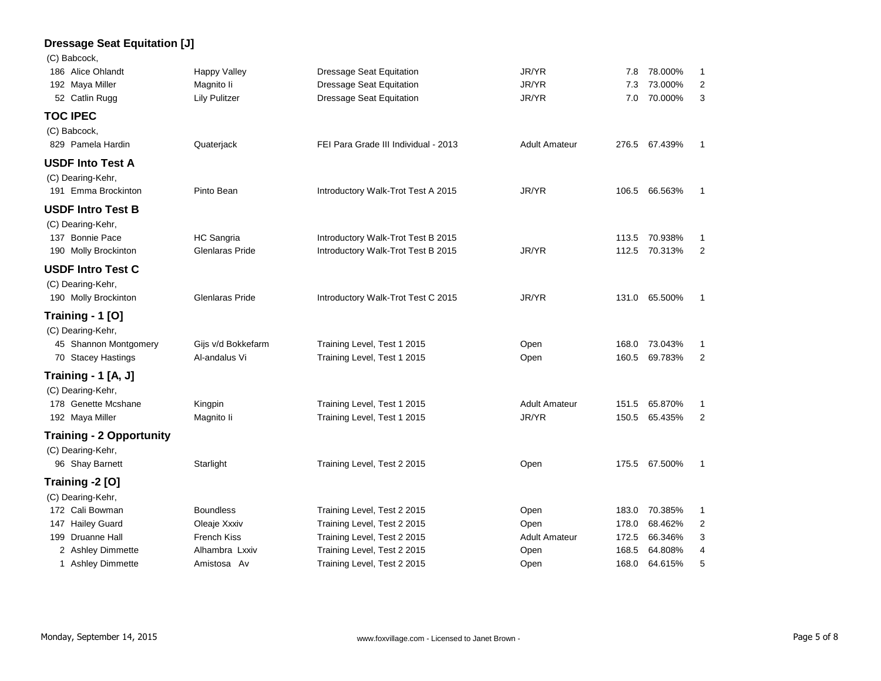**Dressage Seat Equitation [J]**

(C) Babcock,

| # | Rider | Horse | Test | Division | Score | Percent | Place |
|---|---|---|---|---|---|---|---|
| 186 | Alice Ohlandt | Happy Valley | Dressage Seat Equitation | JR/YR | 7.8 | 78.000% | 1 |
| 192 | Maya Miller | Magnito Ii | Dressage Seat Equitation | JR/YR | 7.3 | 73.000% | 2 |
| 52 | Catlin Rugg | Lily Pulitzer | Dressage Seat Equitation | JR/YR | 7.0 | 70.000% | 3 |

**TOC IPEC**

(C) Babcock,

| # | Rider | Horse | Test | Division | Score | Percent | Place |
|---|---|---|---|---|---|---|---|
| 829 | Pamela Hardin | Quaterjack | FEI Para Grade III Individual - 2013 | Adult Amateur | 276.5 | 67.439% | 1 |

**USDF Into Test A**

(C) Dearing-Kehr,

| # | Rider | Horse | Test | Division | Score | Percent | Place |
|---|---|---|---|---|---|---|---|
| 191 | Emma Brockinton | Pinto Bean | Introductory Walk-Trot Test A 2015 | JR/YR | 106.5 | 66.563% | 1 |

**USDF Intro Test B**

(C) Dearing-Kehr,

| # | Rider | Horse | Test | Division | Score | Percent | Place |
|---|---|---|---|---|---|---|---|
| 137 | Bonnie Pace | HC Sangria | Introductory Walk-Trot Test B 2015 | | 113.5 | 70.938% | 1 |
| 190 | Molly Brockinton | Glenlaras Pride | Introductory Walk-Trot Test B 2015 | JR/YR | 112.5 | 70.313% | 2 |

**USDF Intro Test C**

(C) Dearing-Kehr,

| # | Rider | Horse | Test | Division | Score | Percent | Place |
|---|---|---|---|---|---|---|---|
| 190 | Molly Brockinton | Glenlaras Pride | Introductory Walk-Trot Test C 2015 | JR/YR | 131.0 | 65.500% | 1 |

**Training - 1 [O]**

(C) Dearing-Kehr,

| # | Rider | Horse | Test | Division | Score | Percent | Place |
|---|---|---|---|---|---|---|---|
| 45 | Shannon Montgomery | Gijs v/d Bokkefarm | Training Level, Test 1 2015 | Open | 168.0 | 73.043% | 1 |
| 70 | Stacey Hastings | Al-andalus Vi | Training Level, Test 1 2015 | Open | 160.5 | 69.783% | 2 |

**Training - 1 [A, J]**

(C) Dearing-Kehr,

| # | Rider | Horse | Test | Division | Score | Percent | Place |
|---|---|---|---|---|---|---|---|
| 178 | Genette Mcshane | Kingpin | Training Level, Test 1 2015 | Adult Amateur | 151.5 | 65.870% | 1 |
| 192 | Maya Miller | Magnito Ii | Training Level, Test 1 2015 | JR/YR | 150.5 | 65.435% | 2 |

**Training - 2 Opportunity**

(C) Dearing-Kehr,

| # | Rider | Horse | Test | Division | Score | Percent | Place |
|---|---|---|---|---|---|---|---|
| 96 | Shay Barnett | Starlight | Training Level, Test 2 2015 | Open | 175.5 | 67.500% | 1 |

**Training -2 [O]**

(C) Dearing-Kehr,

| # | Rider | Horse | Test | Division | Score | Percent | Place |
|---|---|---|---|---|---|---|---|
| 172 | Cali Bowman | Boundless | Training Level, Test 2 2015 | Open | 183.0 | 70.385% | 1 |
| 147 | Hailey Guard | Oleaje Xxxiv | Training Level, Test 2 2015 | Open | 178.0 | 68.462% | 2 |
| 199 | Druanne Hall | French Kiss | Training Level, Test 2 2015 | Adult Amateur | 172.5 | 66.346% | 3 |
| 2 | Ashley Dimmette | Alhambra Lxxiv | Training Level, Test 2 2015 | Open | 168.5 | 64.808% | 4 |
| 1 | Ashley Dimmette | Amistosa Av | Training Level, Test 2 2015 | Open | 168.0 | 64.615% | 5 |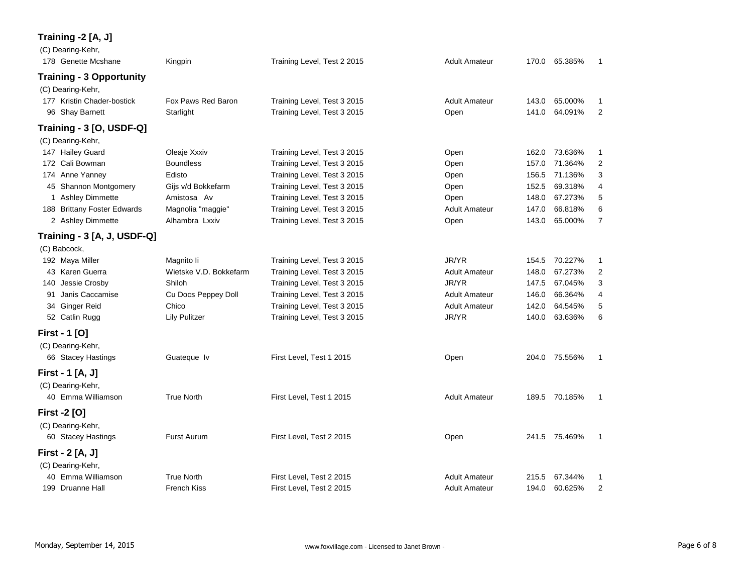### Training -2 [A, J]

(C) Dearing-Kehr,

| | | | | | | |
|---|---|---|---|---|---|---|
| 178 Genette Mcshane | Kingpin | Training Level, Test 2 2015 | Adult Amateur | 170.0 | 65.385% | 1 |

### Training - 3 Opportunity

(C) Dearing-Kehr,

| | | | | | | |
|---|---|---|---|---|---|---|
| 177 Kristin Chader-bostick | Fox Paws Red Baron | Training Level, Test 3 2015 | Adult Amateur | 143.0 | 65.000% | 1 |
| 96 Shay Barnett | Starlight | Training Level, Test 3 2015 | Open | 141.0 | 64.091% | 2 |

### Training - 3 [O, USDF-Q]

(C) Dearing-Kehr,

| | | | | | | |
|---|---|---|---|---|---|---|
| 147 Hailey Guard | Oleaje Xxxiv | Training Level, Test 3 2015 | Open | 162.0 | 73.636% | 1 |
| 172 Cali Bowman | Boundless | Training Level, Test 3 2015 | Open | 157.0 | 71.364% | 2 |
| 174 Anne Yanney | Edisto | Training Level, Test 3 2015 | Open | 156.5 | 71.136% | 3 |
| 45 Shannon Montgomery | Gijs v/d Bokkefarm | Training Level, Test 3 2015 | Open | 152.5 | 69.318% | 4 |
| 1 Ashley Dimmette | Amistosa Av | Training Level, Test 3 2015 | Open | 148.0 | 67.273% | 5 |
| 188 Brittany Foster Edwards | Magnolia "maggie" | Training Level, Test 3 2015 | Adult Amateur | 147.0 | 66.818% | 6 |
| 2 Ashley Dimmette | Alhambra Lxxiv | Training Level, Test 3 2015 | Open | 143.0 | 65.000% | 7 |

### Training - 3 [A, J, USDF-Q]

(C) Babcock,

| | | | | | | |
|---|---|---|---|---|---|---|
| 192 Maya Miller | Magnito Ii | Training Level, Test 3 2015 | JR/YR | 154.5 | 70.227% | 1 |
| 43 Karen Guerra | Wietske V.D. Bokkefarm | Training Level, Test 3 2015 | Adult Amateur | 148.0 | 67.273% | 2 |
| 140 Jessie Crosby | Shiloh | Training Level, Test 3 2015 | JR/YR | 147.5 | 67.045% | 3 |
| 91 Janis Caccamise | Cu Docs Peppey Doll | Training Level, Test 3 2015 | Adult Amateur | 146.0 | 66.364% | 4 |
| 34 Ginger Reid | Chico | Training Level, Test 3 2015 | Adult Amateur | 142.0 | 64.545% | 5 |
| 52 Catlin Rugg | Lily Pulitzer | Training Level, Test 3 2015 | JR/YR | 140.0 | 63.636% | 6 |

### First - 1 [O]

(C) Dearing-Kehr,

| | | | | | | |
|---|---|---|---|---|---|---|
| 66 Stacey Hastings | Guateque Iv | First Level, Test 1 2015 | Open | 204.0 | 75.556% | 1 |

### First - 1 [A, J]

(C) Dearing-Kehr,

| | | | | | | |
|---|---|---|---|---|---|---|
| 40 Emma Williamson | True North | First Level, Test 1 2015 | Adult Amateur | 189.5 | 70.185% | 1 |

### First -2 [O]

(C) Dearing-Kehr,

| | | | | | | |
|---|---|---|---|---|---|---|
| 60 Stacey Hastings | Furst Aurum | First Level, Test 2 2015 | Open | 241.5 | 75.469% | 1 |

### First - 2 [A, J]

(C) Dearing-Kehr,

| | | | | | | |
|---|---|---|---|---|---|---|
| 40 Emma Williamson | True North | First Level, Test 2 2015 | Adult Amateur | 215.5 | 67.344% | 1 |
| 199 Druanne Hall | French Kiss | First Level, Test 2 2015 | Adult Amateur | 194.0 | 60.625% | 2 |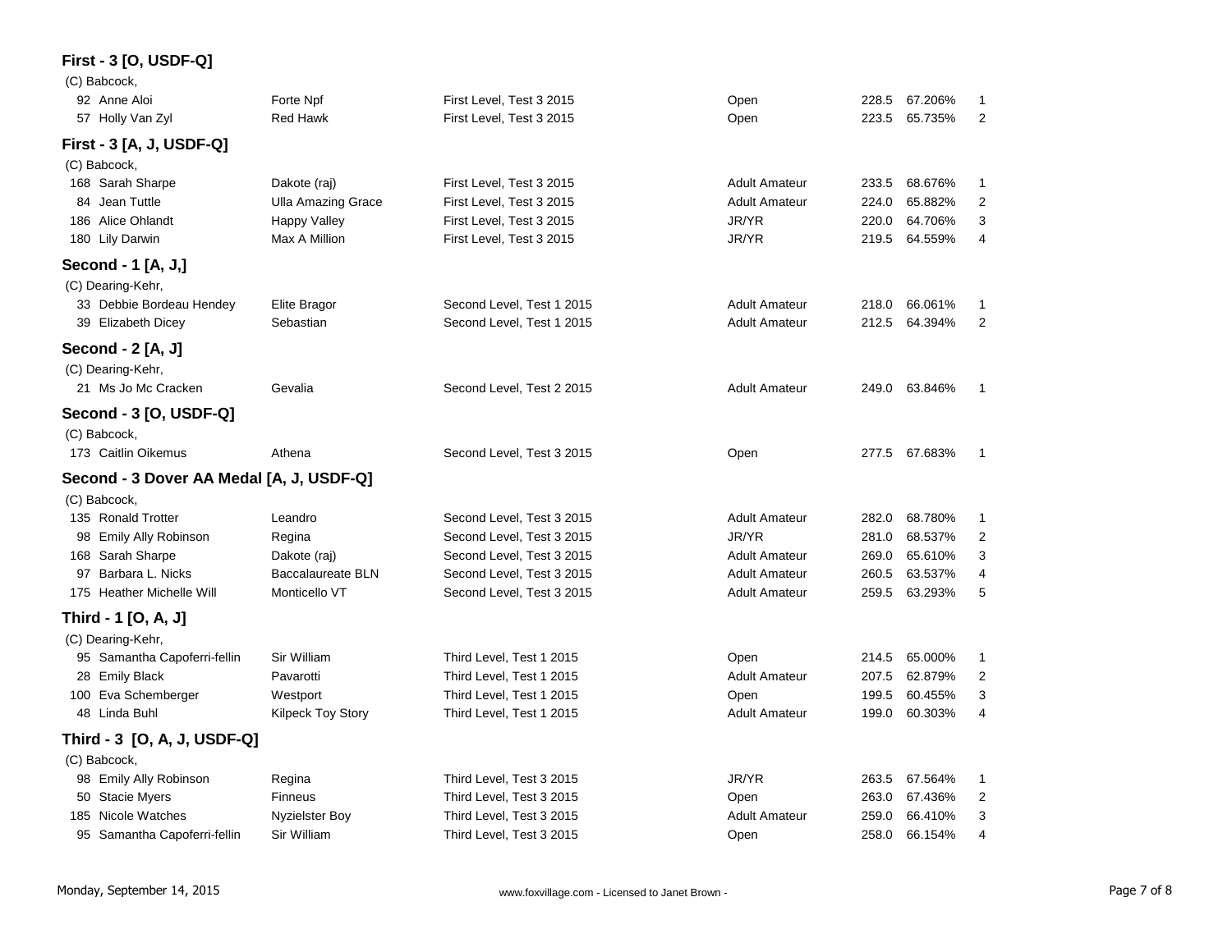### First - 3 [O, USDF-Q]

(C) Babcock,

| # | Rider | Horse | Test | Division | Score | % | Place |
|---|---|---|---|---|---|---|---|
| 92 | Anne Aloi | Forte Npf | First Level, Test 3 2015 | Open | 228.5 | 67.206% | 1 |
| 57 | Holly Van Zyl | Red Hawk | First Level, Test 3 2015 | Open | 223.5 | 65.735% | 2 |

### First - 3 [A, J, USDF-Q]

(C) Babcock,

| # | Rider | Horse | Test | Division | Score | % | Place |
|---|---|---|---|---|---|---|---|
| 168 | Sarah Sharpe | Dakote (raj) | First Level, Test 3 2015 | Adult Amateur | 233.5 | 68.676% | 1 |
| 84 | Jean Tuttle | Ulla Amazing Grace | First Level, Test 3 2015 | Adult Amateur | 224.0 | 65.882% | 2 |
| 186 | Alice Ohlandt | Happy Valley | First Level, Test 3 2015 | JR/YR | 220.0 | 64.706% | 3 |
| 180 | Lily Darwin | Max A Million | First Level, Test 3 2015 | JR/YR | 219.5 | 64.559% | 4 |

### Second - 1 [A, J,]

(C) Dearing-Kehr,

| # | Rider | Horse | Test | Division | Score | % | Place |
|---|---|---|---|---|---|---|---|
| 33 | Debbie Bordeau Hendey | Elite Bragor | Second Level, Test 1 2015 | Adult Amateur | 218.0 | 66.061% | 1 |
| 39 | Elizabeth Dicey | Sebastian | Second Level, Test 1 2015 | Adult Amateur | 212.5 | 64.394% | 2 |

### Second - 2 [A, J]

(C) Dearing-Kehr,

| # | Rider | Horse | Test | Division | Score | % | Place |
|---|---|---|---|---|---|---|---|
| 21 | Ms Jo Mc Cracken | Gevalia | Second Level, Test 2 2015 | Adult Amateur | 249.0 | 63.846% | 1 |

### Second - 3 [O, USDF-Q]

(C) Babcock,

| # | Rider | Horse | Test | Division | Score | % | Place |
|---|---|---|---|---|---|---|---|
| 173 | Caitlin Oikemus | Athena | Second Level, Test 3 2015 | Open | 277.5 | 67.683% | 1 |

### Second - 3 Dover AA Medal [A, J, USDF-Q]

(C) Babcock,

| # | Rider | Horse | Test | Division | Score | % | Place |
|---|---|---|---|---|---|---|---|
| 135 | Ronald Trotter | Leandro | Second Level, Test 3 2015 | Adult Amateur | 282.0 | 68.780% | 1 |
| 98 | Emily Ally Robinson | Regina | Second Level, Test 3 2015 | JR/YR | 281.0 | 68.537% | 2 |
| 168 | Sarah Sharpe | Dakote (raj) | Second Level, Test 3 2015 | Adult Amateur | 269.0 | 65.610% | 3 |
| 97 | Barbara L. Nicks | Baccalaureate BLN | Second Level, Test 3 2015 | Adult Amateur | 260.5 | 63.537% | 4 |
| 175 | Heather Michelle Will | Monticello VT | Second Level, Test 3 2015 | Adult Amateur | 259.5 | 63.293% | 5 |

### Third - 1 [O, A, J]

(C) Dearing-Kehr,

| # | Rider | Horse | Test | Division | Score | % | Place |
|---|---|---|---|---|---|---|---|
| 95 | Samantha Capoferri-fellin | Sir William | Third Level, Test 1 2015 | Open | 214.5 | 65.000% | 1 |
| 28 | Emily Black | Pavarotti | Third Level, Test 1 2015 | Adult Amateur | 207.5 | 62.879% | 2 |
| 100 | Eva Schemberger | Westport | Third Level, Test 1 2015 | Open | 199.5 | 60.455% | 3 |
| 48 | Linda Buhl | Kilpeck Toy Story | Third Level, Test 1 2015 | Adult Amateur | 199.0 | 60.303% | 4 |

### Third - 3 [O, A, J, USDF-Q]

(C) Babcock,

| # | Rider | Horse | Test | Division | Score | % | Place |
|---|---|---|---|---|---|---|---|
| 98 | Emily Ally Robinson | Regina | Third Level, Test 3 2015 | JR/YR | 263.5 | 67.564% | 1 |
| 50 | Stacie Myers | Finneus | Third Level, Test 3 2015 | Open | 263.0 | 67.436% | 2 |
| 185 | Nicole Watches | Nyzielster Boy | Third Level, Test 3 2015 | Adult Amateur | 259.0 | 66.410% | 3 |
| 95 | Samantha Capoferri-fellin | Sir William | Third Level, Test 3 2015 | Open | 258.0 | 66.154% | 4 |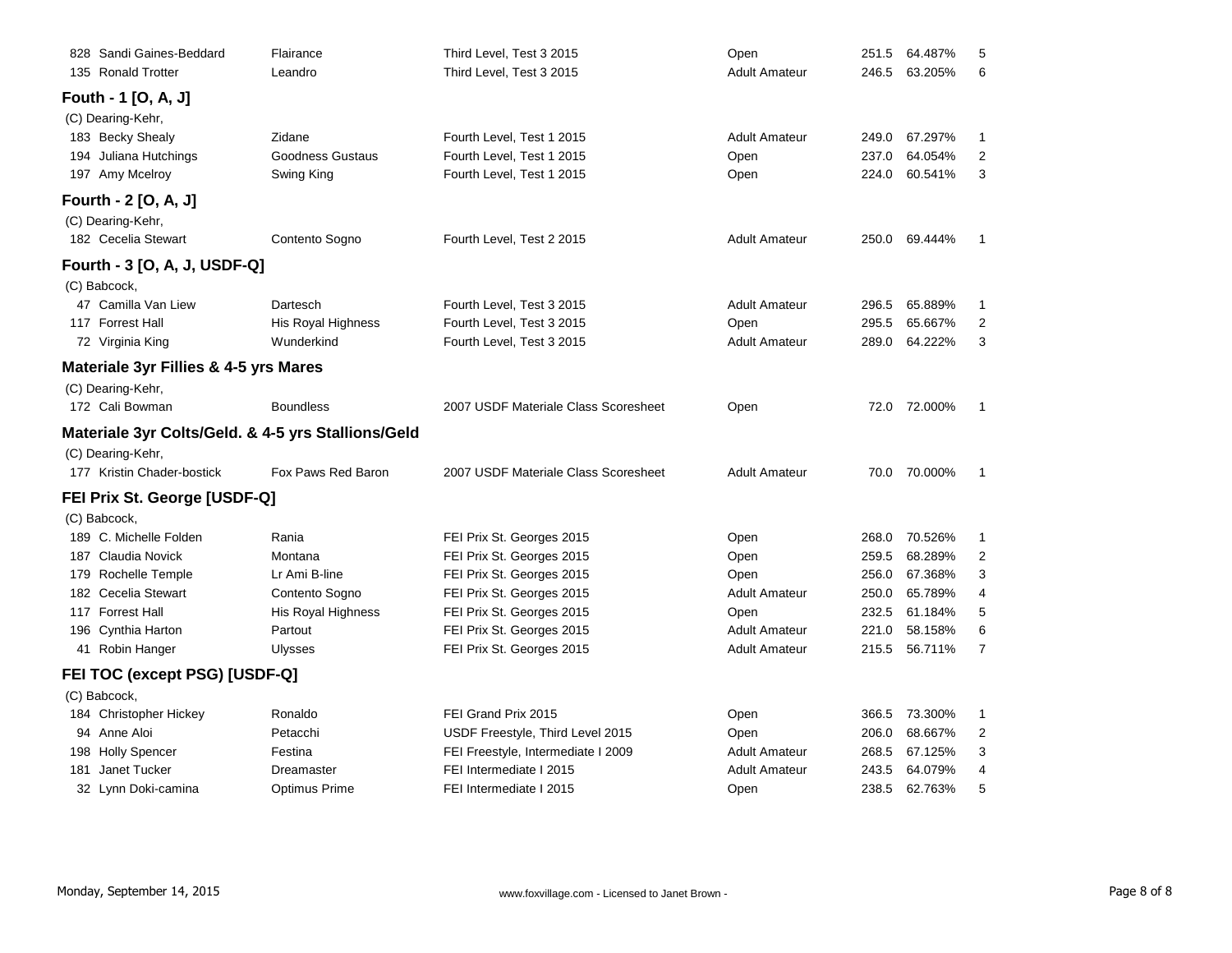| | | | | | | |
|---|---|---|---|---|---|---|
| 828 | Sandi Gaines-Beddard | Flairance | Third Level, Test 3 2015 | Open | 251.5 | 64.487% | 5 |
| 135 | Ronald Trotter | Leandro | Third Level, Test 3 2015 | Adult Amateur | 246.5 | 63.205% | 6 |

### Fouth - 1 [O, A, J]

(C) Dearing-Kehr,

| | | | | | | | |
|---|---|---|---|---|---|---|---|
| 183 | Becky Shealy | Zidane | Fourth Level, Test 1 2015 | Adult Amateur | 249.0 | 67.297% | 1 |
| 194 | Juliana Hutchings | Goodness Gustaus | Fourth Level, Test 1 2015 | Open | 237.0 | 64.054% | 2 |
| 197 | Amy Mcelroy | Swing King | Fourth Level, Test 1 2015 | Open | 224.0 | 60.541% | 3 |

### Fourth - 2 [O, A, J]

(C) Dearing-Kehr,

| | | | | | | | |
|---|---|---|---|---|---|---|---|
| 182 | Cecelia Stewart | Contento Sogno | Fourth Level, Test 2 2015 | Adult Amateur | 250.0 | 69.444% | 1 |

### Fourth - 3 [O, A, J, USDF-Q]

(C) Babcock,

| | | | | | | | |
|---|---|---|---|---|---|---|---|
| 47 | Camilla Van Liew | Dartesch | Fourth Level, Test 3 2015 | Adult Amateur | 296.5 | 65.889% | 1 |
| 117 | Forrest Hall | His Royal Highness | Fourth Level, Test 3 2015 | Open | 295.5 | 65.667% | 2 |
| 72 | Virginia King | Wunderkind | Fourth Level, Test 3 2015 | Adult Amateur | 289.0 | 64.222% | 3 |

### Materiale 3yr Fillies & 4-5 yrs Mares

(C) Dearing-Kehr,

| | | | | | | | |
|---|---|---|---|---|---|---|---|
| 172 | Cali Bowman | Boundless | 2007 USDF Materiale Class Scoresheet | Open | 72.0 | 72.000% | 1 |

### Materiale 3yr Colts/Geld. & 4-5 yrs Stallions/Geld

(C) Dearing-Kehr,

| | | | | | | | |
|---|---|---|---|---|---|---|---|
| 177 | Kristin Chader-bostick | Fox Paws Red Baron | 2007 USDF Materiale Class Scoresheet | Adult Amateur | 70.0 | 70.000% | 1 |

### FEI Prix St. George [USDF-Q]

(C) Babcock,

| | | | | | | | |
|---|---|---|---|---|---|---|---|
| 189 | C. Michelle Folden | Rania | FEI Prix St. Georges 2015 | Open | 268.0 | 70.526% | 1 |
| 187 | Claudia Novick | Montana | FEI Prix St. Georges 2015 | Open | 259.5 | 68.289% | 2 |
| 179 | Rochelle Temple | Lr Ami B-line | FEI Prix St. Georges 2015 | Open | 256.0 | 67.368% | 3 |
| 182 | Cecelia Stewart | Contento Sogno | FEI Prix St. Georges 2015 | Adult Amateur | 250.0 | 65.789% | 4 |
| 117 | Forrest Hall | His Royal Highness | FEI Prix St. Georges 2015 | Open | 232.5 | 61.184% | 5 |
| 196 | Cynthia Harton | Partout | FEI Prix St. Georges 2015 | Adult Amateur | 221.0 | 58.158% | 6 |
| 41 | Robin Hanger | Ulysses | FEI Prix St. Georges 2015 | Adult Amateur | 215.5 | 56.711% | 7 |

### FEI TOC (except PSG) [USDF-Q]

(C) Babcock,

| | | | | | | | |
|---|---|---|---|---|---|---|---|
| 184 | Christopher Hickey | Ronaldo | FEI Grand Prix 2015 | Open | 366.5 | 73.300% | 1 |
| 94 | Anne Aloi | Petacchi | USDF Freestyle, Third Level 2015 | Open | 206.0 | 68.667% | 2 |
| 198 | Holly Spencer | Festina | FEI Freestyle, Intermediate I 2009 | Adult Amateur | 268.5 | 67.125% | 3 |
| 181 | Janet Tucker | Dreamaster | FEI Intermediate I 2015 | Adult Amateur | 243.5 | 64.079% | 4 |
| 32 | Lynn Doki-camina | Optimus Prime | FEI Intermediate I 2015 | Open | 238.5 | 62.763% | 5 |